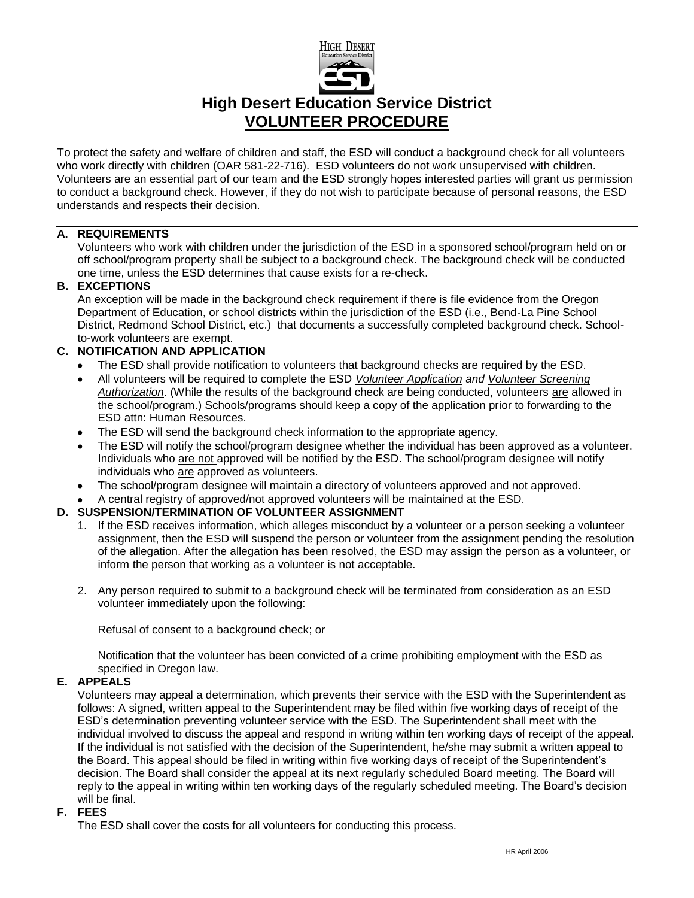# High Desert Education Service District
## VOLUNTEER PROCEDURE

To protect the safety and welfare of children and staff, the ESD will conduct a background check for all volunteers who work directly with children (OAR 581-22-716). ESD volunteers do not work unsupervised with children. Volunteers are an essential part of our team and the ESD strongly hopes interested parties will grant us permission to conduct a background check. However, if they do not wish to participate because of personal reasons, the ESD understands and respects their decision.

---

### A. REQUIREMENTS

Volunteers who work with children under the jurisdiction of the ESD in a sponsored school/program held on or off school/program property shall be subject to a background check. The background check will be conducted one time, unless the ESD determines that cause exists for a re-check.

### B. EXCEPTIONS

An exception will be made in the background check requirement if there is file evidence from the Oregon Department of Education, or school districts within the jurisdiction of the ESD (i.e., Bend-La Pine School District, Redmond School District, etc.) that documents a successfully completed background check. School-to-work volunteers are exempt.

### C. NOTIFICATION AND APPLICATION

- The ESD shall provide notification to volunteers that background checks are required by the ESD.
- All volunteers will be required to complete the ESD *Volunteer Application and Volunteer Screening Authorization*. (While the results of the background check are being conducted, volunteers are allowed in the school/program.) Schools/programs should keep a copy of the application prior to forwarding to the ESD attn: Human Resources.
- The ESD will send the background check information to the appropriate agency.
- The ESD will notify the school/program designee whether the individual has been approved as a volunteer. Individuals who are not approved will be notified by the ESD. The school/program designee will notify individuals who are approved as volunteers.
- The school/program designee will maintain a directory of volunteers approved and not approved.
- A central registry of approved/not approved volunteers will be maintained at the ESD.

### D. SUSPENSION/TERMINATION OF VOLUNTEER ASSIGNMENT

1. If the ESD receives information, which alleges misconduct by a volunteer or a person seeking a volunteer assignment, then the ESD will suspend the person or volunteer from the assignment pending the resolution of the allegation. After the allegation has been resolved, the ESD may assign the person as a volunteer, or inform the person that working as a volunteer is not acceptable.

2. Any person required to submit to a background check will be terminated from consideration as an ESD volunteer immediately upon the following:

   Refusal of consent to a background check; or

   Notification that the volunteer has been convicted of a crime prohibiting employment with the ESD as specified in Oregon law.

### E. APPEALS

Volunteers may appeal a determination, which prevents their service with the ESD with the Superintendent as follows: A signed, written appeal to the Superintendent may be filed within five working days of receipt of the ESD's determination preventing volunteer service with the ESD. The Superintendent shall meet with the individual involved to discuss the appeal and respond in writing within ten working days of receipt of the appeal. If the individual is not satisfied with the decision of the Superintendent, he/she may submit a written appeal to the Board. This appeal should be filed in writing within five working days of receipt of the Superintendent's decision. The Board shall consider the appeal at its next regularly scheduled Board meeting. The Board will reply to the appeal in writing within ten working days of the regularly scheduled meeting. The Board's decision will be final.

### F. FEES

The ESD shall cover the costs for all volunteers for conducting this process.

HR April 2006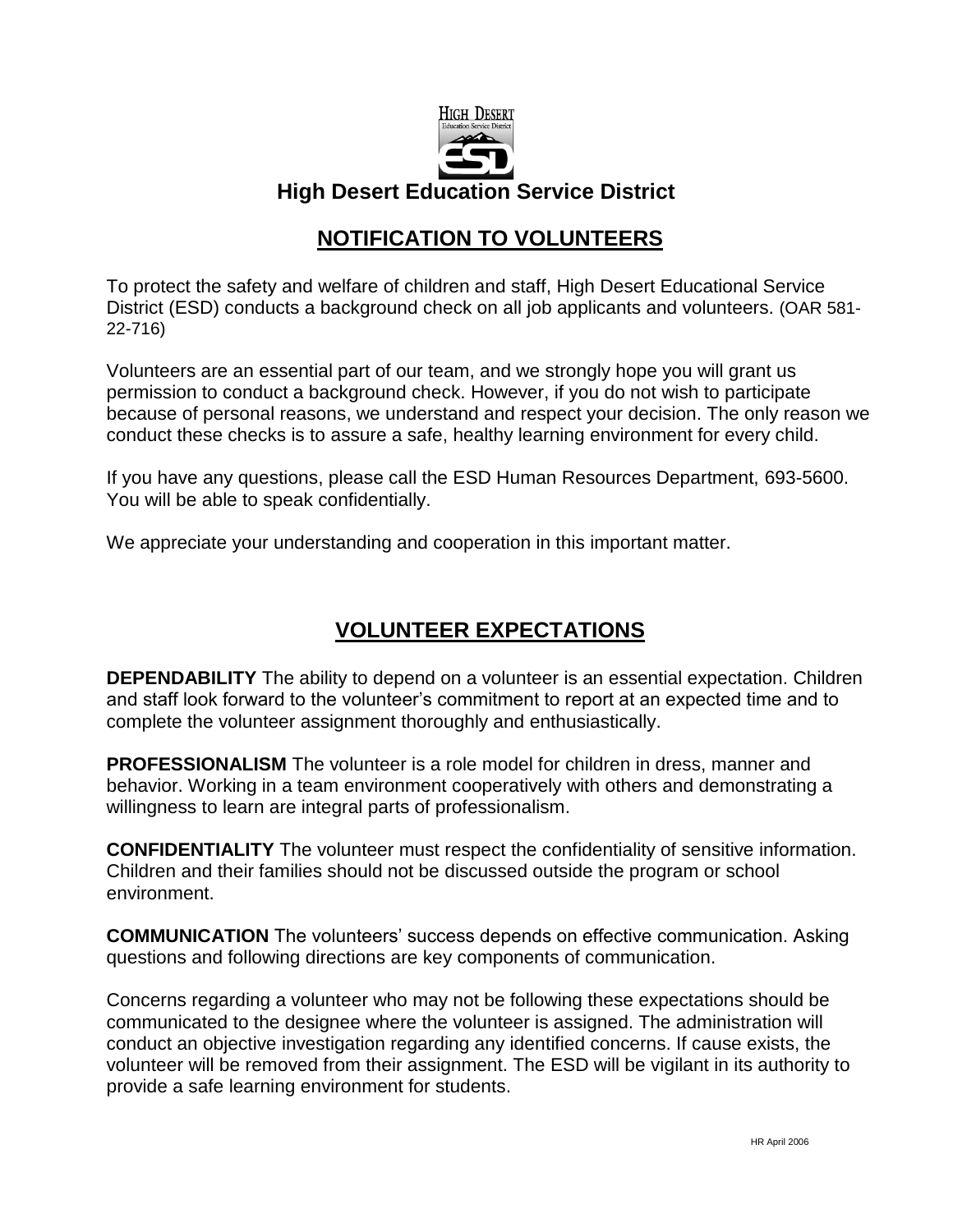# High Desert Education Service District

## NOTIFICATION TO VOLUNTEERS

To protect the safety and welfare of children and staff, High Desert Educational Service District (ESD) conducts a background check on all job applicants and volunteers. (OAR 581-22-716)

Volunteers are an essential part of our team, and we strongly hope you will grant us permission to conduct a background check. However, if you do not wish to participate because of personal reasons, we understand and respect your decision. The only reason we conduct these checks is to assure a safe, healthy learning environment for every child.

If you have any questions, please call the ESD Human Resources Department, 693-5600. You will be able to speak confidentially.

We appreciate your understanding and cooperation in this important matter.

## VOLUNTEER EXPECTATIONS

**DEPENDABILITY** The ability to depend on a volunteer is an essential expectation. Children and staff look forward to the volunteer's commitment to report at an expected time and to complete the volunteer assignment thoroughly and enthusiastically.

**PROFESSIONALISM** The volunteer is a role model for children in dress, manner and behavior. Working in a team environment cooperatively with others and demonstrating a willingness to learn are integral parts of professionalism.

**CONFIDENTIALITY** The volunteer must respect the confidentiality of sensitive information. Children and their families should not be discussed outside the program or school environment.

**COMMUNICATION** The volunteers' success depends on effective communication. Asking questions and following directions are key components of communication.

Concerns regarding a volunteer who may not be following these expectations should be communicated to the designee where the volunteer is assigned. The administration will conduct an objective investigation regarding any identified concerns. If cause exists, the volunteer will be removed from their assignment. The ESD will be vigilant in its authority to provide a safe learning environment for students.

HR April 2006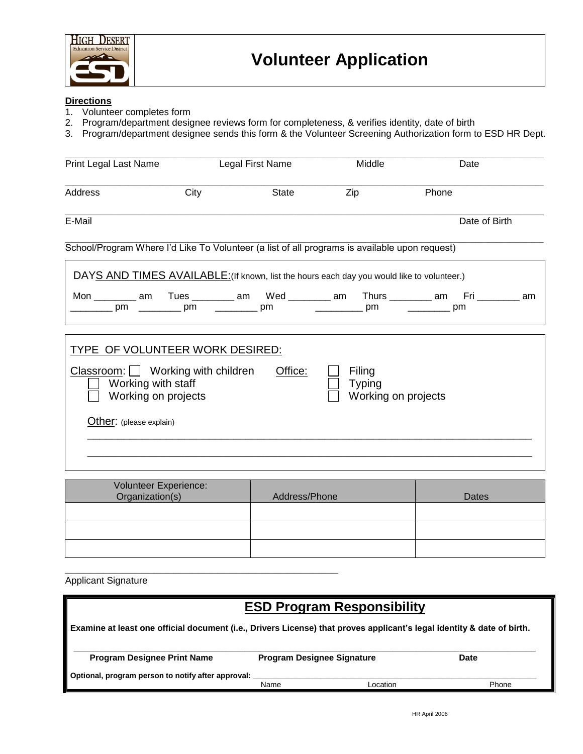# Volunteer Application

**Directions**

1. Volunteer completes form
2. Program/department designee reviews form for completeness, & verifies identity, date of birth
3. Program/department designee sends this form & the Volunteer Screening Authorization form to ESD HR Dept.

_______________________________________________________________________________

Print Legal Last Name Legal First Name Middle Date

_______________________________________________________________________________

Address City State Zip Phone

_______________________________________________________________________________

E-Mail Date of Birth

_______________________________________________________________________________

School/Program Where I'd Like To Volunteer (a list of all programs is available upon request)

DAYS AND TIMES AVAILABLE: (If known, list the hours each day you would like to volunteer.)

Mon ________ am Tues ________ am Wed ________ am Thurs ________ am Fri ________ am
________ pm ________ pm ________ pm ________ pm ________ pm

TYPE OF VOLUNTEER WORK DESIRED:

Classroom:
- ☐ Working with children
- ☐ Working with staff
- ☐ Working on projects

Office:
- ☐ Filing
- ☐ Typing
- ☐ Working on projects

Other: (please explain)

_______________________________________________________________________________

_______________________________________________________________________________

| Volunteer Experience: Organization(s) | Address/Phone | Dates |
|---|---|---|
| | | |
| | | |
| | | |

_______________________________________________

Applicant Signature

## ESD Program Responsibility

**Examine at least one official document (i.e., Drivers License) that proves applicant's legal identity & date of birth.**

_______________________________________________________________________________

**Program Designee Print Name** **Program Designee Signature** **Date**

**Optional, program person to notify after approval:** _______________________________________________

Name Location Phone

HR April 2006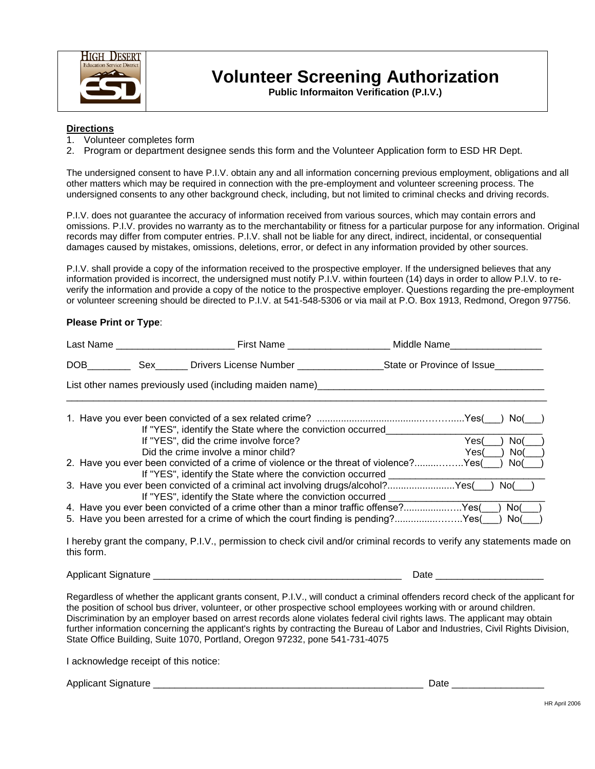# Volunteer Screening Authorization

**Public Informaiton Verification (P.I.V.)**

**Directions**

1. Volunteer completes form
2. Program or department designee sends this form and the Volunteer Application form to ESD HR Dept.

The undersigned consent to have P.I.V. obtain any and all information concerning previous employment, obligations and all other matters which may be required in connection with the pre-employment and volunteer screening process. The undersigned consents to any other background check, including, but not limited to criminal checks and driving records.

P.I.V. does not guarantee the accuracy of information received from various sources, which may contain errors and omissions. P.I.V. provides no warranty as to the merchantability or fitness for a particular purpose for any information. Original records may differ from computer entries. P.I.V. shall not be liable for any direct, indirect, incidental, or consequential damages caused by mistakes, omissions, deletions, error, or defect in any information provided by other sources.

P.I.V. shall provide a copy of the information received to the prospective employer. If the undersigned believes that any information provided is incorrect, the undersigned must notify P.I.V. within fourteen (14) days in order to allow P.I.V. to re-verify the information and provide a copy of the notice to the prospective employer. Questions regarding the pre-employment or volunteer screening should be directed to P.I.V. at 541-548-5306 or via mail at P.O. Box 1913, Redmond, Oregon 97756.

**Please Print or Type**:

Last Name ______________________ First Name ___________________ Middle Name_________________

DOB________ Sex______ Drivers License Number ________________State or Province of Issue_________

List other names previously used (including maiden name)__________________________________________

_____________________________________________________________________________________

1. Have you ever been convicted of a sex related crime? ...................................................Yes(___) No(___)
   - If "YES", identify the State where the conviction occurred___________________________
   - If "YES", did the crime involve force? Yes(___) No(___)
   - Did the crime involve a minor child? Yes(___) No(___)
2. Have you ever been convicted of a crime of violence or the threat of violence?..................Yes(___) No(___)
   - If "YES", identify the State where the conviction occurred ___________________________
3. Have you ever been convicted of a criminal act involving drugs/alcohol?.........................Yes(___) No(___)
   - If "YES", identify the State where the conviction occurred ___________________________
4. Have you ever been convicted of a crime other than a minor traffic offense?.......................Yes(___) No(___)
5. Have you been arrested for a crime of which the court finding is pending?.........................Yes(___) No(___)

I hereby grant the company, P.I.V., permission to check civil and/or criminal records to verify any statements made on this form.

Applicant Signature _______________________________________________ Date ___________________

Regardless of whether the applicant grants consent, P.I.V., will conduct a criminal offenders record check of the applicant for the position of school bus driver, volunteer, or other prospective school employees working with or around children. Discrimination by an employer based on arrest records alone violates federal civil rights laws. The applicant may obtain further information concerning the applicant's rights by contracting the Bureau of Labor and Industries, Civil Rights Division, State Office Building, Suite 1070, Portland, Oregon 97232, pone 541-731-4075

I acknowledge receipt of this notice:

Applicant Signature ____________________________________________________ Date _________________

HR April 2006